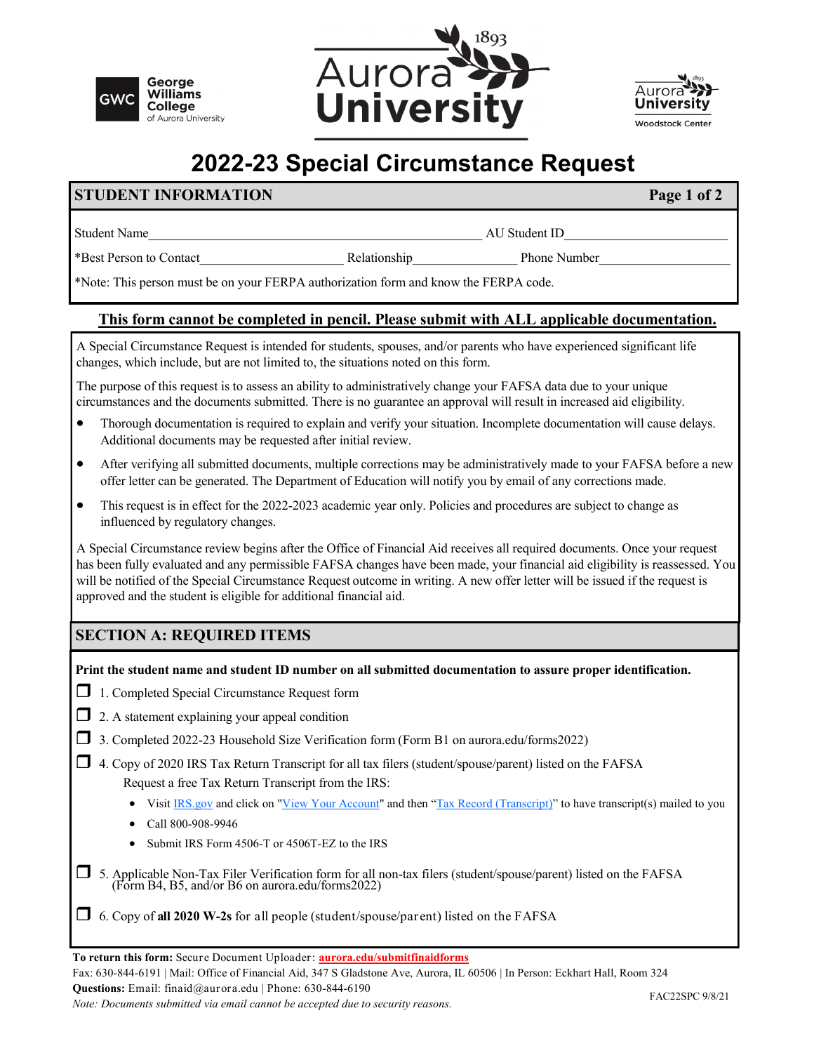# 2022-23 Special Circumstance Request

## STUDENT INFORMATION

Student Name_______________________________________ AU Student ID______________________

*Best Person to Contact____________________ Relationship_______________ Phone Number___________________

*Note: This person must be on your FERPA authorization form and know the FERPA code.

**This form cannot be completed in pencil. Please submit with ALL applicable documentation.**

A Special Circumstance Request is intended for students, spouses, and/or parents who have experienced significant life changes, which include, but are not limited to, the situations noted on this form.

The purpose of this request is to assess an ability to administratively change your FAFSA data due to your unique circumstances and the documents submitted. There is no guarantee an approval will result in increased aid eligibility.

- Thorough documentation is required to explain and verify your situation. Incomplete documentation will cause delays. Additional documents may be requested after initial review.
- After verifying all submitted documents, multiple corrections may be administratively made to your FAFSA before a new offer letter can be generated. The Department of Education will notify you by email of any corrections made.
- This request is in effect for the 2022-2023 academic year only. Policies and procedures are subject to change as influenced by regulatory changes.

A Special Circumstance review begins after the Office of Financial Aid receives all required documents. Once your request has been fully evaluated and any permissible FAFSA changes have been made, your financial aid eligibility is reassessed. You will be notified of the Special Circumstance Request outcome in writing. A new offer letter will be issued if the request is approved and the student is eligible for additional financial aid.

## SECTION A: REQUIRED ITEMS

**Print the student name and student ID number on all submitted documentation to assure proper identification.**

- ☐ 1. Completed Special Circumstance Request form
- ☐ 2. A statement explaining your appeal condition
- ☐ 3. Completed 2022-23 Household Size Verification form (Form B1 on aurora.edu/forms2022)
- ☐ 4. Copy of 2020 IRS Tax Return Transcript for all tax filers (student/spouse/parent) listed on the FAFSA
  Request a free Tax Return Transcript from the IRS:
  - Visit IRS.gov and click on "View Your Account" and then "Tax Record (Transcript)" to have transcript(s) mailed to you
  - Call 800-908-9946
  - Submit IRS Form 4506-T or 4506T-EZ to the IRS
- ☐ 5. Applicable Non-Tax Filer Verification form for all non-tax filers (student/spouse/parent) listed on the FAFSA (Form B4, B5, and/or B6 on aurora.edu/forms2022)
- ☐ 6. Copy of **all 2020 W-2s** for all people (student/spouse/parent) listed on the FAFSA

**To return this form:** Secure Document Uploader: **aurora.edu/submitfinaidforms**
Fax: 630-844-6191 | Mail: Office of Financial Aid, 347 S Gladstone Ave, Aurora, IL 60506 | In Person: Eckhart Hall, Room 324
**Questions:** Email: finaid@aurora.edu | Phone: 630-844-6190

*Note: Documents submitted via email cannot be accepted due to security reasons.*

FAC22SPC 9/8/21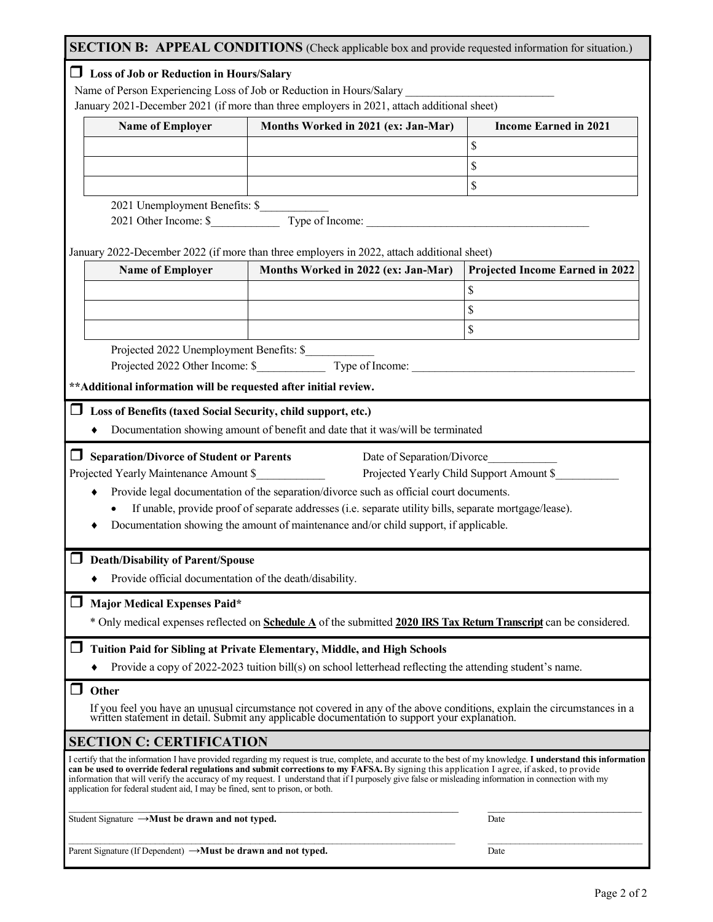## SECTION B: APPEAL CONDITIONS (Check applicable box and provide requested information for situation.)

☐ **Loss of Job or Reduction in Hours/Salary**

Name of Person Experiencing Loss of Job or Reduction in Hours/Salary ___________________________

January 2021-December 2021 (if more than three employers in 2021, attach additional sheet)

| Name of Employer | Months Worked in 2021 (ex: Jan-Mar) | Income Earned in 2021 |
|---|---|---|
| | | $ |
| | | $ |
| | | $ |

2021 Unemployment Benefits: $____________

2021 Other Income: $____________ Type of Income: ________________________________________

January 2022-December 2022 (if more than three employers in 2022, attach additional sheet)

| Name of Employer | Months Worked in 2022 (ex: Jan-Mar) | Projected Income Earned in 2022 |
|---|---|---|
| | | $ |
| | | $ |
| | | $ |

Projected 2022 Unemployment Benefits: $____________

Projected 2022 Other Income: $____________ Type of Income: ________________________________________

****Additional information will be requested after initial review.**

☐ **Loss of Benefits (taxed Social Security, child support, etc.)**

- Documentation showing amount of benefit and date that it was/will be terminated

☐ **Separation/Divorce of Student or Parents** Date of Separation/Divorce____________

Projected Yearly Maintenance Amount $____________ Projected Yearly Child Support Amount $___________

- Provide legal documentation of the separation/divorce such as official court documents.
  - If unable, provide proof of separate addresses (i.e. separate utility bills, separate mortgage/lease).
- Documentation showing the amount of maintenance and/or child support, if applicable.

☐ **Death/Disability of Parent/Spouse**

- Provide official documentation of the death/disability.

☐ **Major Medical Expenses Paid***

* Only medical expenses reflected on **Schedule A** of the submitted **2020 IRS Tax Return Transcript** can be considered.

☐ **Tuition Paid for Sibling at Private Elementary, Middle, and High Schools**

- Provide a copy of 2022-2023 tuition bill(s) on school letterhead reflecting the attending student's name.

☐ **Other**

If you feel you have an unusual circumstance not covered in any of the above conditions, explain the circumstances in a written statement in detail. Submit any applicable documentation to support your explanation.

## SECTION C: CERTIFICATION

I certify that the information I have provided regarding my request is true, complete, and accurate to the best of my knowledge. **I understand this information can be used to override federal regulations and submit corrections to my FAFSA.** By signing this application I agree, if asked, to provide information that will verify the accuracy of my request. I understand that if I purposely give false or misleading information in connection with my application for federal student aid, I may be fined, sent to prison, or both.

_____________________________________________________________ _______________________

Student Signature →**Must be drawn and not typed.** Date

_____________________________________________________________ _______________________

Parent Signature (If Dependent) →**Must be drawn and not typed.** Date